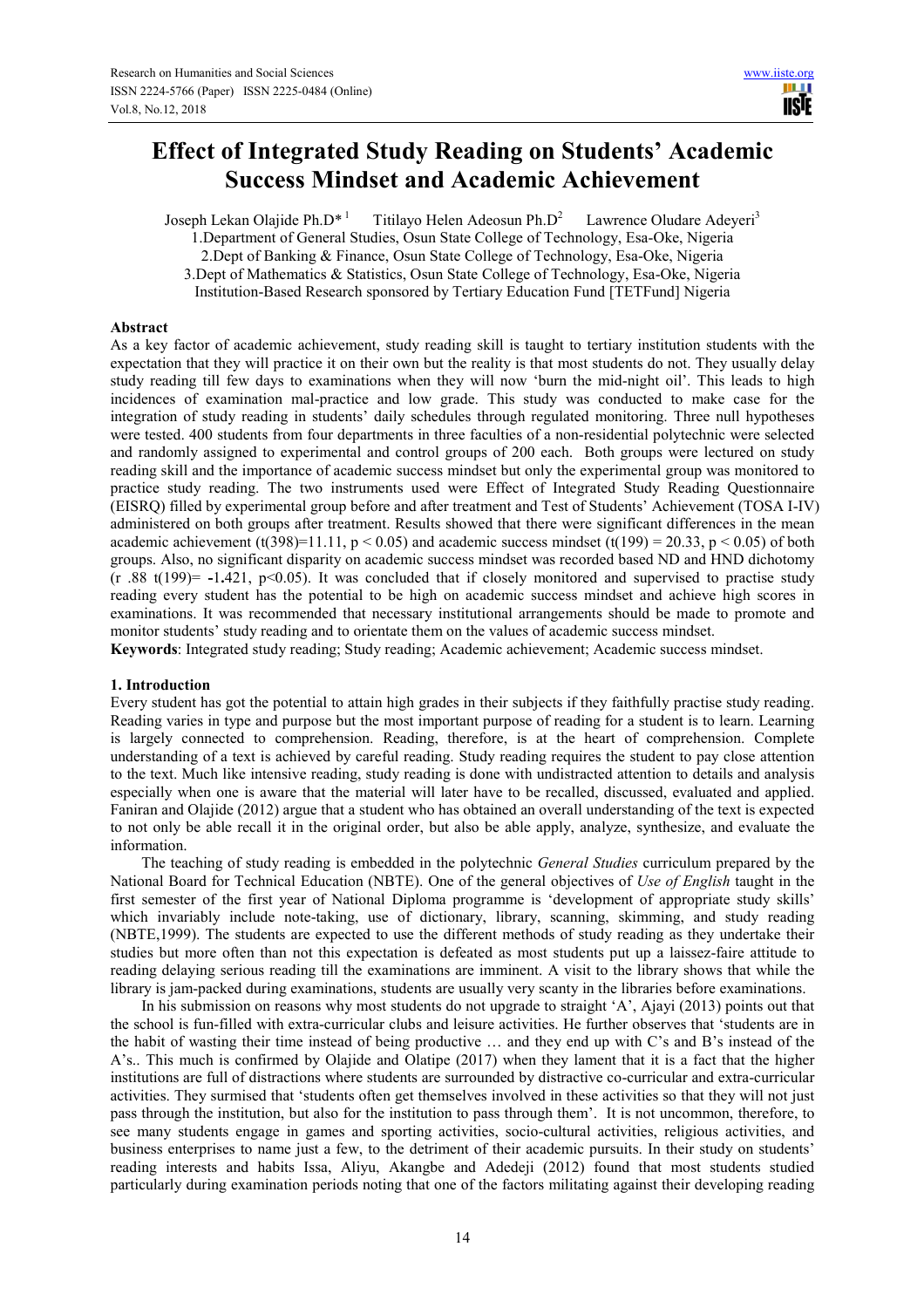# Effect of Integrated Study Reading on Students' Academic Success Mindset and Academic Achievement

Joseph Lekan Olajide Ph.D*[1] Titilayo Helen Adeosun Ph.D[2] Lawrence Oludare Adeyeri[3]

1.Department of General Studies, Osun State College of Technology, Esa-Oke, Nigeria
2.Dept of Banking & Finance, Osun State College of Technology, Esa-Oke, Nigeria
3.Dept of Mathematics & Statistics, Osun State College of Technology, Esa-Oke, Nigeria
Institution-Based Research sponsored by Tertiary Education Fund [TETFund] Nigeria

## Abstract

As a key factor of academic achievement, study reading skill is taught to tertiary institution students with the expectation that they will practice it on their own but the reality is that most students do not. They usually delay study reading till few days to examinations when they will now 'burn the mid-night oil'. This leads to high incidences of examination mal-practice and low grade. This study was conducted to make case for the integration of study reading in students' daily schedules through regulated monitoring. Three null hypotheses were tested. 400 students from four departments in three faculties of a non-residential polytechnic were selected and randomly assigned to experimental and control groups of 200 each. Both groups were lectured on study reading skill and the importance of academic success mindset but only the experimental group was monitored to practice study reading. The two instruments used were Effect of Integrated Study Reading Questionnaire (EISRQ) filled by experimental group before and after treatment and Test of Students' Achievement (TOSA I-IV) administered on both groups after treatment. Results showed that there were significant differences in the mean academic achievement ($t(398)=11.11$, $p < 0.05$) and academic success mindset ($t(199) = 20.33$, $p < 0.05$) of both groups. Also, no significant disparity on academic success mindset was recorded based ND and HND dichotomy ($r$ .88 $t(199)= -1.421$, $p<0.05$). It was concluded that if closely monitored and supervised to practise study reading every student has the potential to be high on academic success mindset and achieve high scores in examinations. It was recommended that necessary institutional arrangements should be made to promote and monitor students' study reading and to orientate them on the values of academic success mindset.

**Keywords**: Integrated study reading; Study reading; Academic achievement; Academic success mindset.

## 1. Introduction

Every student has got the potential to attain high grades in their subjects if they faithfully practise study reading. Reading varies in type and purpose but the most important purpose of reading for a student is to learn. Learning is largely connected to comprehension. Reading, therefore, is at the heart of comprehension. Complete understanding of a text is achieved by careful reading. Study reading requires the student to pay close attention to the text. Much like intensive reading, study reading is done with undistracted attention to details and analysis especially when one is aware that the material will later have to be recalled, discussed, evaluated and applied. Faniran and Olajide (2012) argue that a student who has obtained an overall understanding of the text is expected to not only be able recall it in the original order, but also be able apply, analyze, synthesize, and evaluate the information.

The teaching of study reading is embedded in the polytechnic *General Studies* curriculum prepared by the National Board for Technical Education (NBTE). One of the general objectives of *Use of English* taught in the first semester of the first year of National Diploma programme is 'development of appropriate study skills' which invariably include note-taking, use of dictionary, library, scanning, skimming, and study reading (NBTE,1999). The students are expected to use the different methods of study reading as they undertake their studies but more often than not this expectation is defeated as most students put up a laissez-faire attitude to reading delaying serious reading till the examinations are imminent. A visit to the library shows that while the library is jam-packed during examinations, students are usually very scanty in the libraries before examinations.

In his submission on reasons why most students do not upgrade to straight 'A', Ajayi (2013) points out that the school is fun-filled with extra-curricular clubs and leisure activities. He further observes that 'students are in the habit of wasting their time instead of being productive … and they end up with C's and B's instead of the A's.. This much is confirmed by Olajide and Olatipe (2017) when they lament that it is a fact that the higher institutions are full of distractions where students are surrounded by distractive co-curricular and extra-curricular activities. They surmised that 'students often get themselves involved in these activities so that they will not just pass through the institution, but also for the institution to pass through them'. It is not uncommon, therefore, to see many students engage in games and sporting activities, socio-cultural activities, religious activities, and business enterprises to name just a few, to the detriment of their academic pursuits. In their study on students' reading interests and habits Issa, Aliyu, Akangbe and Adedeji (2012) found that most students studied particularly during examination periods noting that one of the factors militating against their developing reading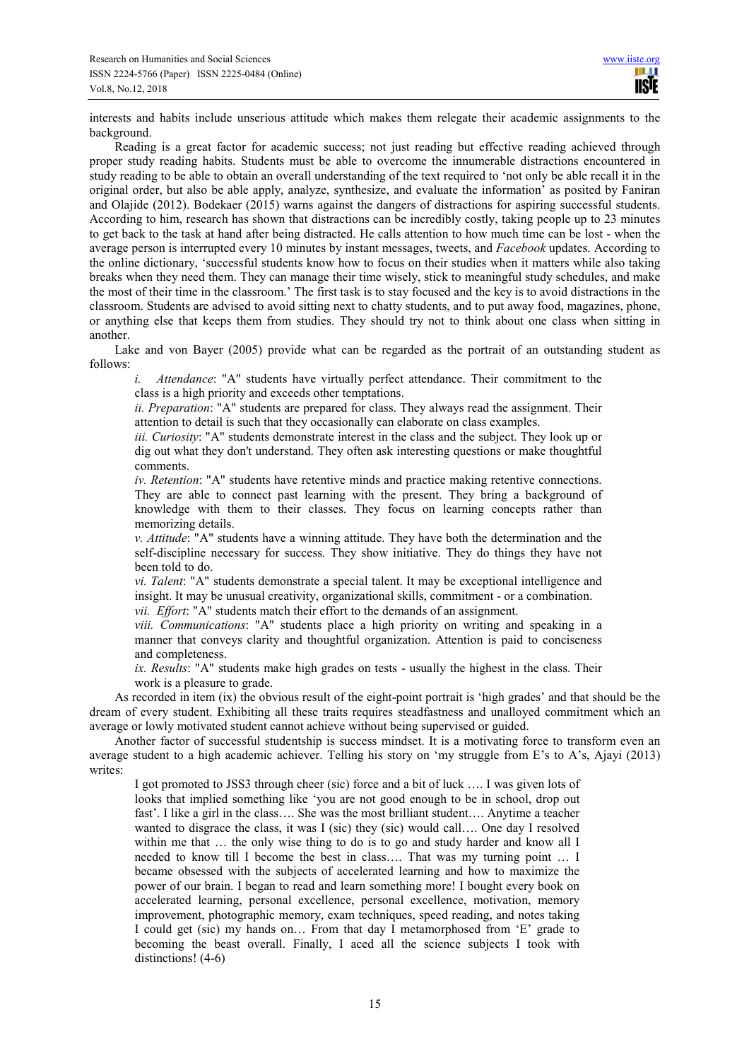interests and habits include unserious attitude which makes them relegate their academic assignments to the background.

Reading is a great factor for academic success; not just reading but effective reading achieved through proper study reading habits. Students must be able to overcome the innumerable distractions encountered in study reading to be able to obtain an overall understanding of the text required to 'not only be able recall it in the original order, but also be able apply, analyze, synthesize, and evaluate the information' as posited by Faniran and Olajide (2012). Bodekaer (2015) warns against the dangers of distractions for aspiring successful students. According to him, research has shown that distractions can be incredibly costly, taking people up to 23 minutes to get back to the task at hand after being distracted. He calls attention to how much time can be lost - when the average person is interrupted every 10 minutes by instant messages, tweets, and *Facebook* updates. According to the online dictionary, 'successful students know how to focus on their studies when it matters while also taking breaks when they need them. They can manage their time wisely, stick to meaningful study schedules, and make the most of their time in the classroom.' The first task is to stay focused and the key is to avoid distractions in the classroom. Students are advised to avoid sitting next to chatty students, and to put away food, magazines, phone, or anything else that keeps them from studies. They should try not to think about one class when sitting in another.

Lake and von Bayer (2005) provide what can be regarded as the portrait of an outstanding student as follows:

> *i. Attendance*: "A" students have virtually perfect attendance. Their commitment to the class is a high priority and exceeds other temptations.
>
> *ii. Preparation*: "A" students are prepared for class. They always read the assignment. Their attention to detail is such that they occasionally can elaborate on class examples.
>
> *iii. Curiosity*: "A" students demonstrate interest in the class and the subject. They look up or dig out what they don't understand. They often ask interesting questions or make thoughtful comments.
>
> *iv. Retention*: "A" students have retentive minds and practice making retentive connections. They are able to connect past learning with the present. They bring a background of knowledge with them to their classes. They focus on learning concepts rather than memorizing details.
>
> *v. Attitude*: "A" students have a winning attitude. They have both the determination and the self-discipline necessary for success. They show initiative. They do things they have not been told to do.
>
> *vi. Talent*: "A" students demonstrate a special talent. It may be exceptional intelligence and insight. It may be unusual creativity, organizational skills, commitment - or a combination.
>
> *vii. Effort*: "A" students match their effort to the demands of an assignment.
>
> *viii. Communications*: "A" students place a high priority on writing and speaking in a manner that conveys clarity and thoughtful organization. Attention is paid to conciseness and completeness.
>
> *ix. Results*: "A" students make high grades on tests - usually the highest in the class. Their work is a pleasure to grade.

As recorded in item (ix) the obvious result of the eight-point portrait is 'high grades' and that should be the dream of every student. Exhibiting all these traits requires steadfastness and unalloyed commitment which an average or lowly motivated student cannot achieve without being supervised or guided.

Another factor of successful studentship is success mindset. It is a motivating force to transform even an average student to a high academic achiever. Telling his story on 'my struggle from E's to A's, Ajayi (2013) writes:

> I got promoted to JSS3 through cheer (sic) force and a bit of luck …. I was given lots of looks that implied something like 'you are not good enough to be in school, drop out fast'. I like a girl in the class…. She was the most brilliant student…. Anytime a teacher wanted to disgrace the class, it was I (sic) they (sic) would call…. One day I resolved within me that … the only wise thing to do is to go and study harder and know all I needed to know till I become the best in class…. That was my turning point … I became obsessed with the subjects of accelerated learning and how to maximize the power of our brain. I began to read and learn something more! I bought every book on accelerated learning, personal excellence, personal excellence, motivation, memory improvement, photographic memory, exam techniques, speed reading, and notes taking I could get (sic) my hands on… From that day I metamorphosed from 'E' grade to becoming the beast overall. Finally, I aced all the science subjects I took with distinctions! (4-6)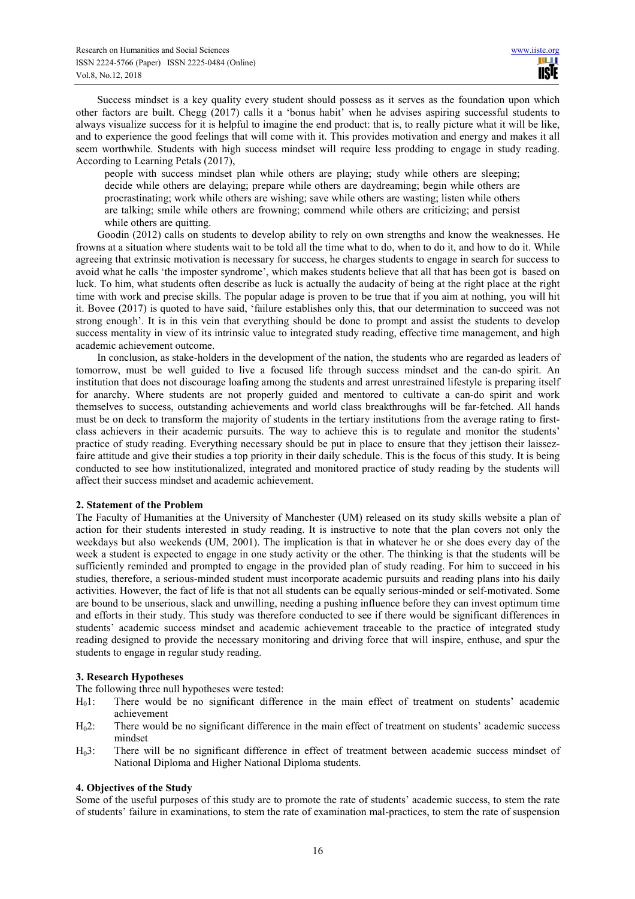Success mindset is a key quality every student should possess as it serves as the foundation upon which other factors are built. Chegg (2017) calls it a 'bonus habit' when he advises aspiring successful students to always visualize success for it is helpful to imagine the end product: that is, to really picture what it will be like, and to experience the good feelings that will come with it. This provides motivation and energy and makes it all seem worthwhile. Students with high success mindset will require less prodding to engage in study reading. According to Learning Petals (2017),

> people with success mindset plan while others are playing; study while others are sleeping; decide while others are delaying; prepare while others are daydreaming; begin while others are procrastinating; work while others are wishing; save while others are wasting; listen while others are talking; smile while others are frowning; commend while others are criticizing; and persist while others are quitting.

Goodin (2012) calls on students to develop ability to rely on own strengths and know the weaknesses. He frowns at a situation where students wait to be told all the time what to do, when to do it, and how to do it. While agreeing that extrinsic motivation is necessary for success, he charges students to engage in search for success to avoid what he calls 'the imposter syndrome', which makes students believe that all that has been got is based on luck. To him, what students often describe as luck is actually the audacity of being at the right place at the right time with work and precise skills. The popular adage is proven to be true that if you aim at nothing, you will hit it. Bovee (2017) is quoted to have said, 'failure establishes only this, that our determination to succeed was not strong enough'. It is in this vein that everything should be done to prompt and assist the students to develop success mentality in view of its intrinsic value to integrated study reading, effective time management, and high academic achievement outcome.

In conclusion, as stake-holders in the development of the nation, the students who are regarded as leaders of tomorrow, must be well guided to live a focused life through success mindset and the can-do spirit. An institution that does not discourage loafing among the students and arrest unrestrained lifestyle is preparing itself for anarchy. Where students are not properly guided and mentored to cultivate a can-do spirit and work themselves to success, outstanding achievements and world class breakthroughs will be far-fetched. All hands must be on deck to transform the majority of students in the tertiary institutions from the average rating to first-class achievers in their academic pursuits. The way to achieve this is to regulate and monitor the students' practice of study reading. Everything necessary should be put in place to ensure that they jettison their laissez-faire attitude and give their studies a top priority in their daily schedule. This is the focus of this study. It is being conducted to see how institutionalized, integrated and monitored practice of study reading by the students will affect their success mindset and academic achievement.

## 2. Statement of the Problem

The Faculty of Humanities at the University of Manchester (UM) released on its study skills website a plan of action for their students interested in study reading. It is instructive to note that the plan covers not only the weekdays but also weekends (UM, 2001). The implication is that in whatever he or she does every day of the week a student is expected to engage in one study activity or the other. The thinking is that the students will be sufficiently reminded and prompted to engage in the provided plan of study reading. For him to succeed in his studies, therefore, a serious-minded student must incorporate academic pursuits and reading plans into his daily activities. However, the fact of life is that not all students can be equally serious-minded or self-motivated. Some are bound to be unserious, slack and unwilling, needing a pushing influence before they can invest optimum time and efforts in their study. This study was therefore conducted to see if there would be significant differences in students' academic success mindset and academic achievement traceable to the practice of integrated study reading designed to provide the necessary monitoring and driving force that will inspire, enthuse, and spur the students to engage in regular study reading.

## 3. Research Hypotheses

The following three null hypotheses were tested:

- $H_01$: There would be no significant difference in the main effect of treatment on students' academic achievement
- $H_02$: There would be no significant difference in the main effect of treatment on students' academic success mindset
- $H_03$: There will be no significant difference in effect of treatment between academic success mindset of National Diploma and Higher National Diploma students.

## 4. Objectives of the Study

Some of the useful purposes of this study are to promote the rate of students' academic success, to stem the rate of students' failure in examinations, to stem the rate of examination mal-practices, to stem the rate of suspension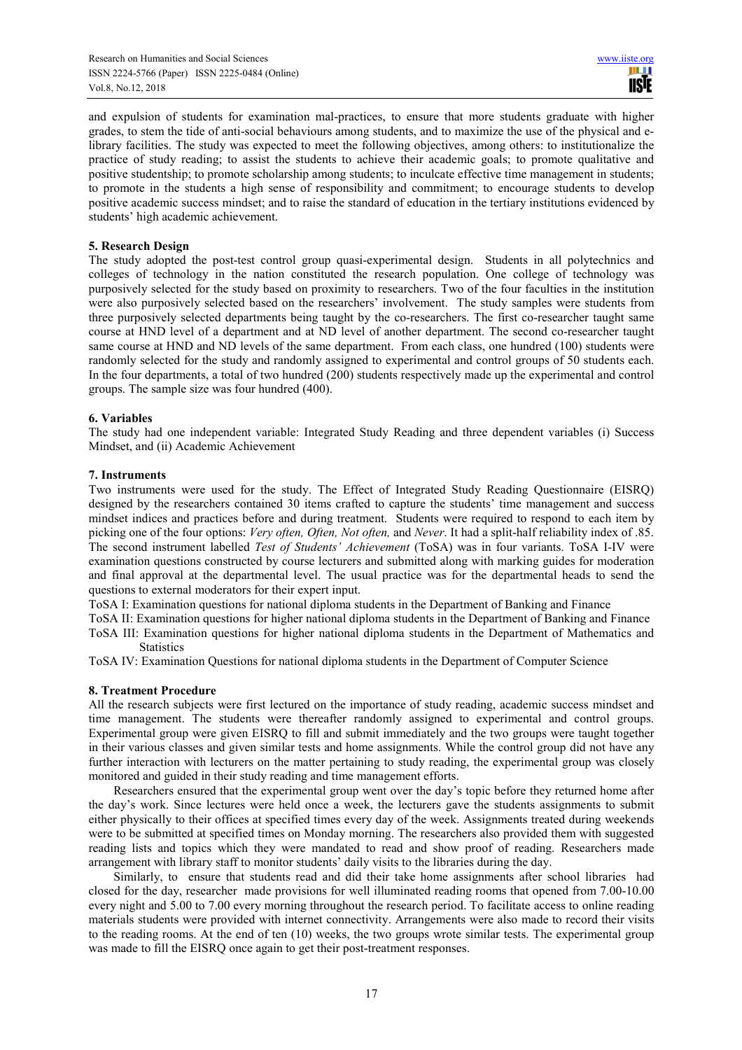and expulsion of students for examination mal-practices, to ensure that more students graduate with higher grades, to stem the tide of anti-social behaviours among students, and to maximize the use of the physical and e-library facilities. The study was expected to meet the following objectives, among others: to institutionalize the practice of study reading; to assist the students to achieve their academic goals; to promote qualitative and positive studentship; to promote scholarship among students; to inculcate effective time management in students; to promote in the students a high sense of responsibility and commitment; to encourage students to develop positive academic success mindset; and to raise the standard of education in the tertiary institutions evidenced by students' high academic achievement.

## 5. Research Design

The study adopted the post-test control group quasi-experimental design. Students in all polytechnics and colleges of technology in the nation constituted the research population. One college of technology was purposively selected for the study based on proximity to researchers. Two of the four faculties in the institution were also purposively selected based on the researchers' involvement. The study samples were students from three purposively selected departments being taught by the co-researchers. The first co-researcher taught same course at HND level of a department and at ND level of another department. The second co-researcher taught same course at HND and ND levels of the same department. From each class, one hundred (100) students were randomly selected for the study and randomly assigned to experimental and control groups of 50 students each. In the four departments, a total of two hundred (200) students respectively made up the experimental and control groups. The sample size was four hundred (400).

## 6. Variables

The study had one independent variable: Integrated Study Reading and three dependent variables (i) Success Mindset, and (ii) Academic Achievement

## 7. Instruments

Two instruments were used for the study. The Effect of Integrated Study Reading Questionnaire (EISRQ) designed by the researchers contained 30 items crafted to capture the students' time management and success mindset indices and practices before and during treatment. Students were required to respond to each item by picking one of the four options: *Very often, Often, Not often,* and *Never*. It had a split-half reliability index of .85. The second instrument labelled *Test of Students' Achievement* (ToSA) was in four variants. ToSA I-IV were examination questions constructed by course lecturers and submitted along with marking guides for moderation and final approval at the departmental level. The usual practice was for the departmental heads to send the questions to external moderators for their expert input.

ToSA I: Examination questions for national diploma students in the Department of Banking and Finance

ToSA II: Examination questions for higher national diploma students in the Department of Banking and Finance

ToSA III: Examination questions for higher national diploma students in the Department of Mathematics and Statistics

ToSA IV: Examination Questions for national diploma students in the Department of Computer Science

## 8. Treatment Procedure

All the research subjects were first lectured on the importance of study reading, academic success mindset and time management. The students were thereafter randomly assigned to experimental and control groups. Experimental group were given EISRQ to fill and submit immediately and the two groups were taught together in their various classes and given similar tests and home assignments. While the control group did not have any further interaction with lecturers on the matter pertaining to study reading, the experimental group was closely monitored and guided in their study reading and time management efforts.

Researchers ensured that the experimental group went over the day's topic before they returned home after the day's work. Since lectures were held once a week, the lecturers gave the students assignments to submit either physically to their offices at specified times every day of the week. Assignments treated during weekends were to be submitted at specified times on Monday morning. The researchers also provided them with suggested reading lists and topics which they were mandated to read and show proof of reading. Researchers made arrangement with library staff to monitor students' daily visits to the libraries during the day.

Similarly, to ensure that students read and did their take home assignments after school libraries had closed for the day, researcher made provisions for well illuminated reading rooms that opened from 7.00-10.00 every night and 5.00 to 7.00 every morning throughout the research period. To facilitate access to online reading materials students were provided with internet connectivity. Arrangements were also made to record their visits to the reading rooms. At the end of ten (10) weeks, the two groups wrote similar tests. The experimental group was made to fill the EISRQ once again to get their post-treatment responses.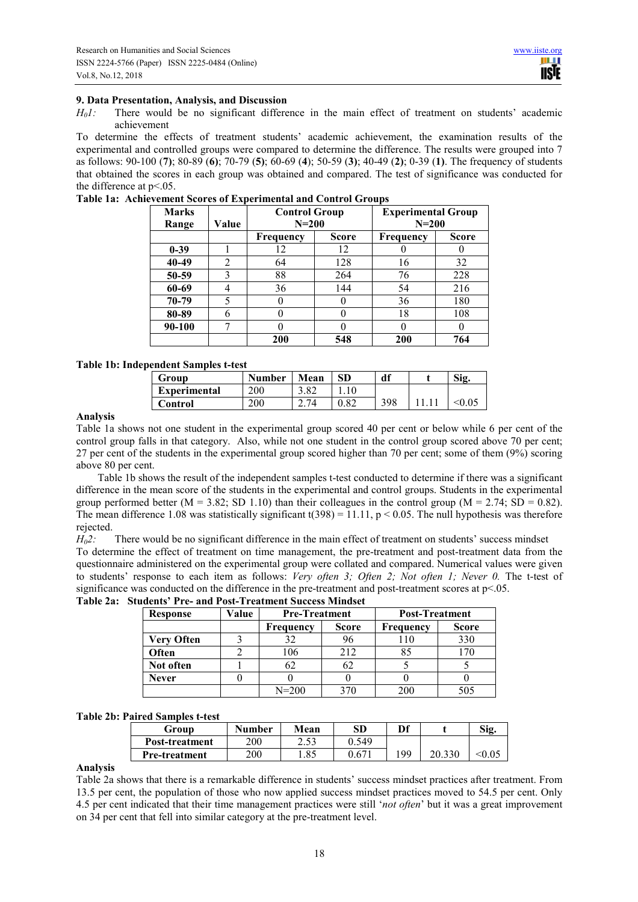## 9. Data Presentation, Analysis, and Discussion

*$H_01$:* There would be no significant difference in the main effect of treatment on students' academic achievement

To determine the effects of treatment students' academic achievement, the examination results of the experimental and controlled groups were compared to determine the difference. The results were grouped into 7 as follows: 90-100 (**7**); 80-89 (**6**); 70-79 (**5**); 60-69 (**4**); 50-59 (**3**); 40-49 (**2**); 0-39 (**1**). The frequency of students that obtained the scores in each group was obtained and compared. The test of significance was conducted for the difference at p<.05.

**Table 1a: Achievement Scores of Experimental and Control Groups**

| Marks Range | Value | Control Group N=200 | | Experimental Group N=200 | |
|---|---|---|---|---|---|
| | | Frequency | Score | Frequency | Score |
| 0-39 | 1 | 12 | 12 | 0 | 0 |
| 40-49 | 2 | 64 | 128 | 16 | 32 |
| 50-59 | 3 | 88 | 264 | 76 | 228 |
| 60-69 | 4 | 36 | 144 | 54 | 216 |
| 70-79 | 5 | 0 | 0 | 36 | 180 |
| 80-89 | 6 | 0 | 0 | 18 | 108 |
| 90-100 | 7 | 0 | 0 | 0 | 0 |
| | | 200 | 548 | 200 | 764 |

**Table 1b: Independent Samples t-test**

| Group | Number | Mean | SD | df | t | Sig. |
|---|---|---|---|---|---|---|
| Experimental | 200 | 3.82 | 1.10 | | | |
| Control | 200 | 2.74 | 0.82 | 398 | 11.11 | <0.05 |

**Analysis**

Table 1a shows not one student in the experimental group scored 40 per cent or below while 6 per cent of the control group falls in that category. Also, while not one student in the control group scored above 70 per cent; 27 per cent of the students in the experimental group scored higher than 70 per cent; some of them (9%) scoring above 80 per cent.

Table 1b shows the result of the independent samples t-test conducted to determine if there was a significant difference in the mean score of the students in the experimental and control groups. Students in the experimental group performed better (M = 3.82; SD 1.10) than their colleagues in the control group (M = 2.74; SD = 0.82). The mean difference 1.08 was statistically significant $t(398) = 11.11$, $p < 0.05$. The null hypothesis was therefore rejected.

*$H_02$:* There would be no significant difference in the main effect of treatment on students' success mindset

To determine the effect of treatment on time management, the pre-treatment and post-treatment data from the questionnaire administered on the experimental group were collated and compared. Numerical values were given to students' response to each item as follows: *Very often 3; Often 2; Not often 1; Never 0.* The t-test of significance was conducted on the difference in the pre-treatment and post-treatment scores at p<.05.

**Table 2a: Students' Pre- and Post-Treatment Success Mindset**

| Response | Value | Pre-Treatment | | Post-Treatment | |
|---|---|---|---|---|---|
| | | Frequency | Score | Frequency | Score |
| Very Often | 3 | 32 | 96 | 110 | 330 |
| Often | 2 | 106 | 212 | 85 | 170 |
| Not often | 1 | 62 | 62 | 5 | 5 |
| Never | 0 | 0 | 0 | 0 | 0 |
| | | N=200 | 370 | 200 | 505 |

**Table 2b: Paired Samples t-test**

| Group | Number | Mean | SD | Df | t | Sig. |
|---|---|---|---|---|---|---|
| Post-treatment | 200 | 2.53 | 0.549 | | | |
| Pre-treatment | 200 | 1.85 | 0.671 | 199 | 20.330 | <0.05 |

**Analysis**

Table 2a shows that there is a remarkable difference in students' success mindset practices after treatment. From 13.5 per cent, the population of those who now applied success mindset practices moved to 54.5 per cent. Only 4.5 per cent indicated that their time management practices were still '*not often*' but it was a great improvement on 34 per cent that fell into similar category at the pre-treatment level.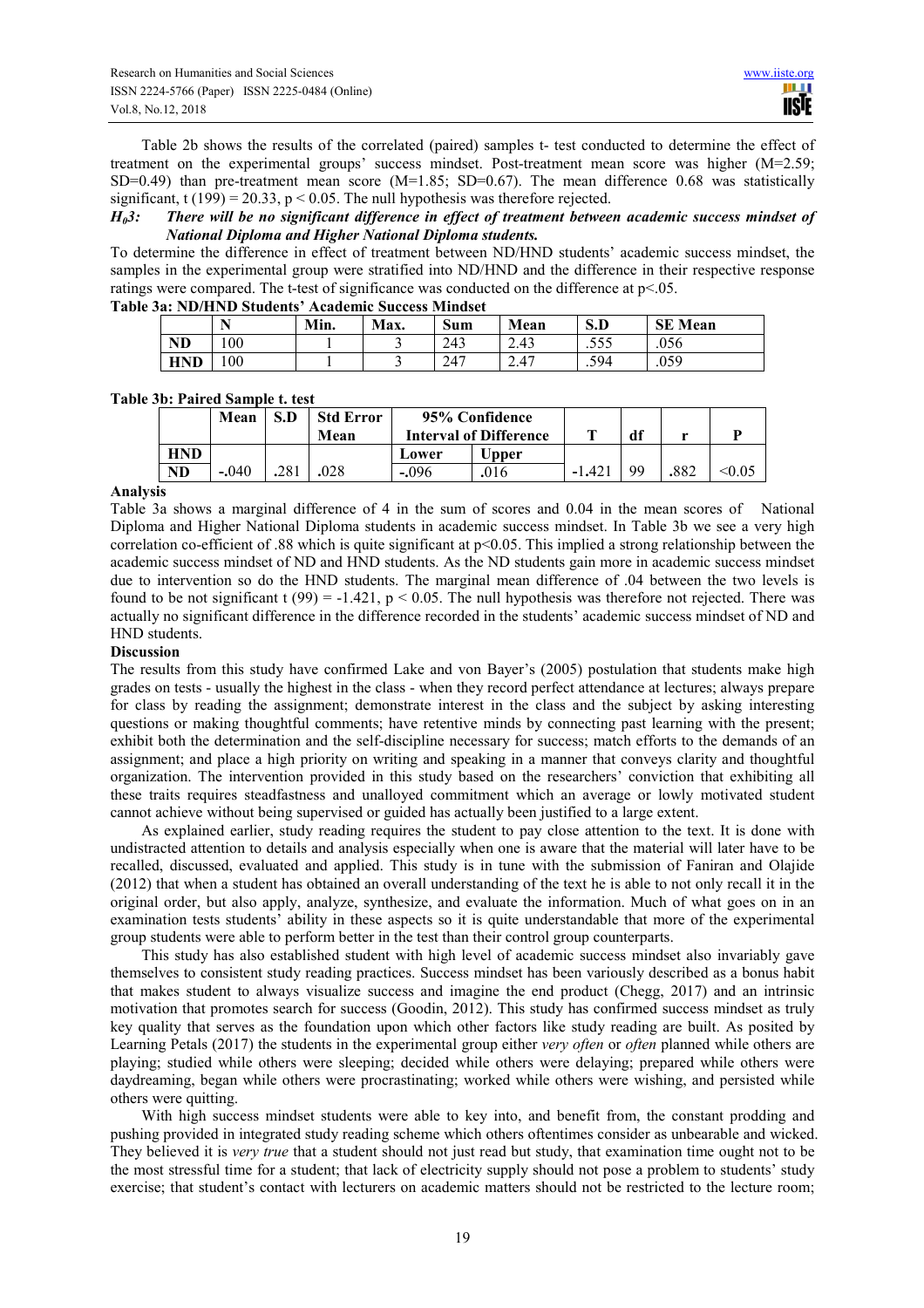Table 2b shows the results of the correlated (paired) samples t- test conducted to determine the effect of treatment on the experimental groups' success mindset. Post-treatment mean score was higher (M=2.59; SD=0.49) than pre-treatment mean score (M=1.85; SD=0.67). The mean difference 0.68 was statistically significant, t (199) = 20.33, p < 0.05. The null hypothesis was therefore rejected.

***$H_0$3: There will be no significant difference in effect of treatment between academic success mindset of National Diploma and Higher National Diploma students.***

To determine the difference in effect of treatment between ND/HND students' academic success mindset, the samples in the experimental group were stratified into ND/HND and the difference in their respective response ratings were compared. The t-test of significance was conducted on the difference at p<.05.

**Table 3a: ND/HND Students' Academic Success Mindset**

| | N | Min. | Max. | Sum | Mean | S.D | SE Mean |
|---|---|---|---|---|---|---|---|
| **ND** | 100 | 1 | 3 | 243 | 2.43 | .555 | .056 |
| **HND** | 100 | 1 | 3 | 247 | 2.47 | .594 | .059 |

**Table 3b: Paired Sample t. test**

| | Mean | S.D | Std Error Mean | 95% Confidence Interval of Difference | | T | df | r | P |
|---|---|---|---|---|---|---|---|---|---|
| **HND** | | | | Lower | Upper | | | | |
| **ND** | -.040 | .281 | .028 | -.096 | .016 | -1.421 | 99 | .882 | <0.05 |

**Analysis**

Table 3a shows a marginal difference of 4 in the sum of scores and 0.04 in the mean scores of National Diploma and Higher National Diploma students in academic success mindset. In Table 3b we see a very high correlation co-efficient of .88 which is quite significant at p<0.05. This implied a strong relationship between the academic success mindset of ND and HND students. As the ND students gain more in academic success mindset due to intervention so do the HND students. The marginal mean difference of .04 between the two levels is found to be not significant t (99) = -1.421, p < 0.05. The null hypothesis was therefore not rejected. There was actually no significant difference in the difference recorded in the students' academic success mindset of ND and HND students.

**Discussion**

The results from this study have confirmed Lake and von Bayer's (2005) postulation that students make high grades on tests - usually the highest in the class - when they record perfect attendance at lectures; always prepare for class by reading the assignment; demonstrate interest in the class and the subject by asking interesting questions or making thoughtful comments; have retentive minds by connecting past learning with the present; exhibit both the determination and the self-discipline necessary for success; match efforts to the demands of an assignment; and place a high priority on writing and speaking in a manner that conveys clarity and thoughtful organization. The intervention provided in this study based on the researchers' conviction that exhibiting all these traits requires steadfastness and unalloyed commitment which an average or lowly motivated student cannot achieve without being supervised or guided has actually been justified to a large extent.

As explained earlier, study reading requires the student to pay close attention to the text. It is done with undistracted attention to details and analysis especially when one is aware that the material will later have to be recalled, discussed, evaluated and applied. This study is in tune with the submission of Faniran and Olajide (2012) that when a student has obtained an overall understanding of the text he is able to not only recall it in the original order, but also apply, analyze, synthesize, and evaluate the information. Much of what goes on in an examination tests students' ability in these aspects so it is quite understandable that more of the experimental group students were able to perform better in the test than their control group counterparts.

This study has also established student with high level of academic success mindset also invariably gave themselves to consistent study reading practices. Success mindset has been variously described as a bonus habit that makes student to always visualize success and imagine the end product (Chegg, 2017) and an intrinsic motivation that promotes search for success (Goodin, 2012). This study has confirmed success mindset as truly key quality that serves as the foundation upon which other factors like study reading are built. As posited by Learning Petals (2017) the students in the experimental group either *very often* or *often* planned while others are playing; studied while others were sleeping; decided while others were delaying; prepared while others were daydreaming, began while others were procrastinating; worked while others were wishing, and persisted while others were quitting.

With high success mindset students were able to key into, and benefit from, the constant prodding and pushing provided in integrated study reading scheme which others oftentimes consider as unbearable and wicked. They believed it is *very true* that a student should not just read but study, that examination time ought not to be the most stressful time for a student; that lack of electricity supply should not pose a problem to students' study exercise; that student's contact with lecturers on academic matters should not be restricted to the lecture room;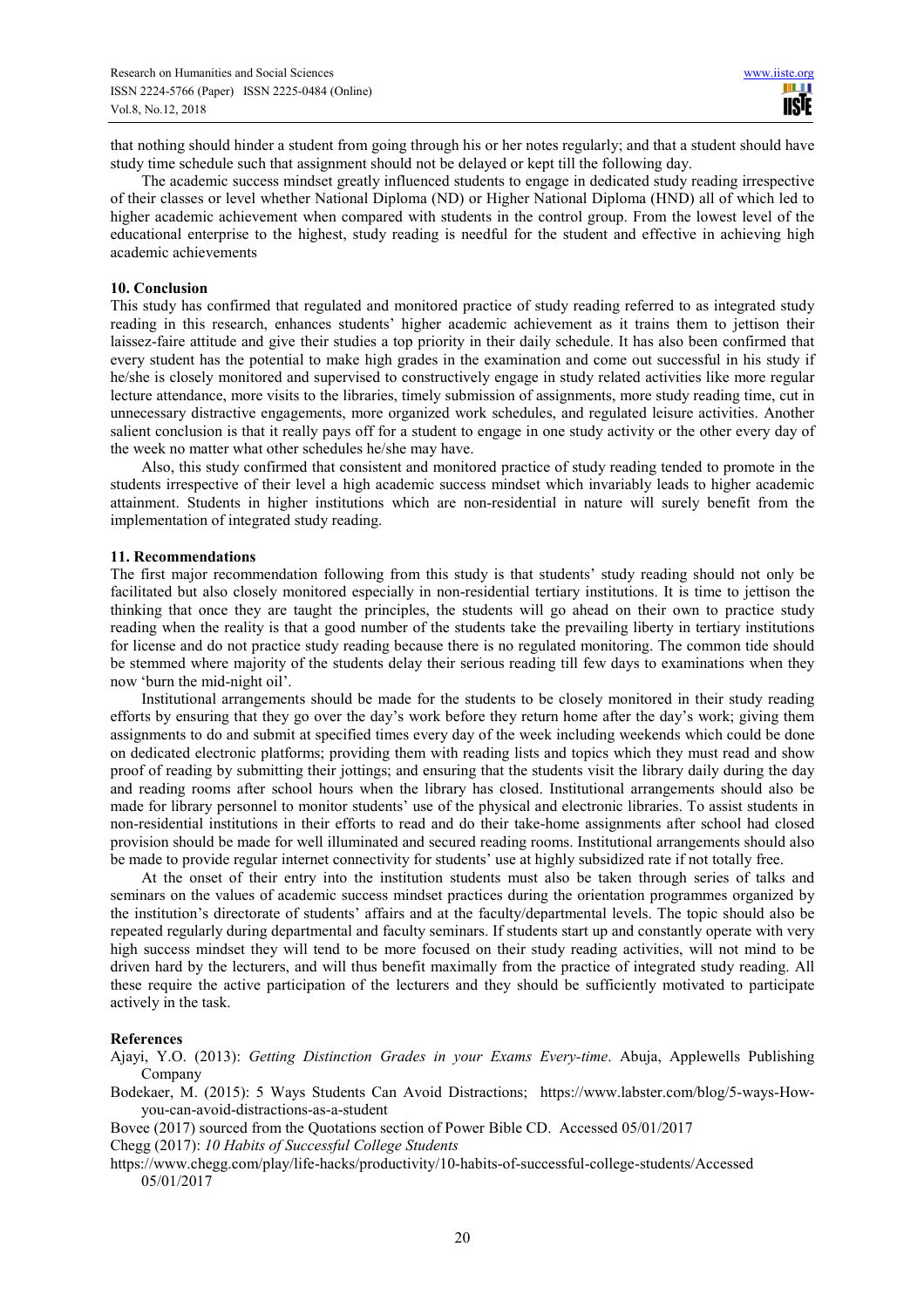that nothing should hinder a student from going through his or her notes regularly; and that a student should have study time schedule such that assignment should not be delayed or kept till the following day.

The academic success mindset greatly influenced students to engage in dedicated study reading irrespective of their classes or level whether National Diploma (ND) or Higher National Diploma (HND) all of which led to higher academic achievement when compared with students in the control group. From the lowest level of the educational enterprise to the highest, study reading is needful for the student and effective in achieving high academic achievements

## 10. Conclusion

This study has confirmed that regulated and monitored practice of study reading referred to as integrated study reading in this research, enhances students' higher academic achievement as it trains them to jettison their laissez-faire attitude and give their studies a top priority in their daily schedule. It has also been confirmed that every student has the potential to make high grades in the examination and come out successful in his study if he/she is closely monitored and supervised to constructively engage in study related activities like more regular lecture attendance, more visits to the libraries, timely submission of assignments, more study reading time, cut in unnecessary distractive engagements, more organized work schedules, and regulated leisure activities. Another salient conclusion is that it really pays off for a student to engage in one study activity or the other every day of the week no matter what other schedules he/she may have.

Also, this study confirmed that consistent and monitored practice of study reading tended to promote in the students irrespective of their level a high academic success mindset which invariably leads to higher academic attainment. Students in higher institutions which are non-residential in nature will surely benefit from the implementation of integrated study reading.

## 11. Recommendations

The first major recommendation following from this study is that students' study reading should not only be facilitated but also closely monitored especially in non-residential tertiary institutions. It is time to jettison the thinking that once they are taught the principles, the students will go ahead on their own to practice study reading when the reality is that a good number of the students take the prevailing liberty in tertiary institutions for license and do not practice study reading because there is no regulated monitoring. The common tide should be stemmed where majority of the students delay their serious reading till few days to examinations when they now 'burn the mid-night oil'.

Institutional arrangements should be made for the students to be closely monitored in their study reading efforts by ensuring that they go over the day's work before they return home after the day's work; giving them assignments to do and submit at specified times every day of the week including weekends which could be done on dedicated electronic platforms; providing them with reading lists and topics which they must read and show proof of reading by submitting their jottings; and ensuring that the students visit the library daily during the day and reading rooms after school hours when the library has closed. Institutional arrangements should also be made for library personnel to monitor students' use of the physical and electronic libraries. To assist students in non-residential institutions in their efforts to read and do their take-home assignments after school had closed provision should be made for well illuminated and secured reading rooms. Institutional arrangements should also be made to provide regular internet connectivity for students' use at highly subsidized rate if not totally free.

At the onset of their entry into the institution students must also be taken through series of talks and seminars on the values of academic success mindset practices during the orientation programmes organized by the institution's directorate of students' affairs and at the faculty/departmental levels. The topic should also be repeated regularly during departmental and faculty seminars. If students start up and constantly operate with very high success mindset they will tend to be more focused on their study reading activities, will not mind to be driven hard by the lecturers, and will thus benefit maximally from the practice of integrated study reading. All these require the active participation of the lecturers and they should be sufficiently motivated to participate actively in the task.

## References

Ajayi, Y.O. (2013): *Getting Distinction Grades in your Exams Every-time*. Abuja, Applewells Publishing Company

Bodekaer, M. (2015): 5 Ways Students Can Avoid Distractions; https://www.labster.com/blog/5-ways-How-you-can-avoid-distractions-as-a-student

Bovee (2017) sourced from the Quotations section of Power Bible CD. Accessed 05/01/2017

Chegg (2017): *10 Habits of Successful College Students*

https://www.chegg.com/play/life-hacks/productivity/10-habits-of-successful-college-students/Accessed 05/01/2017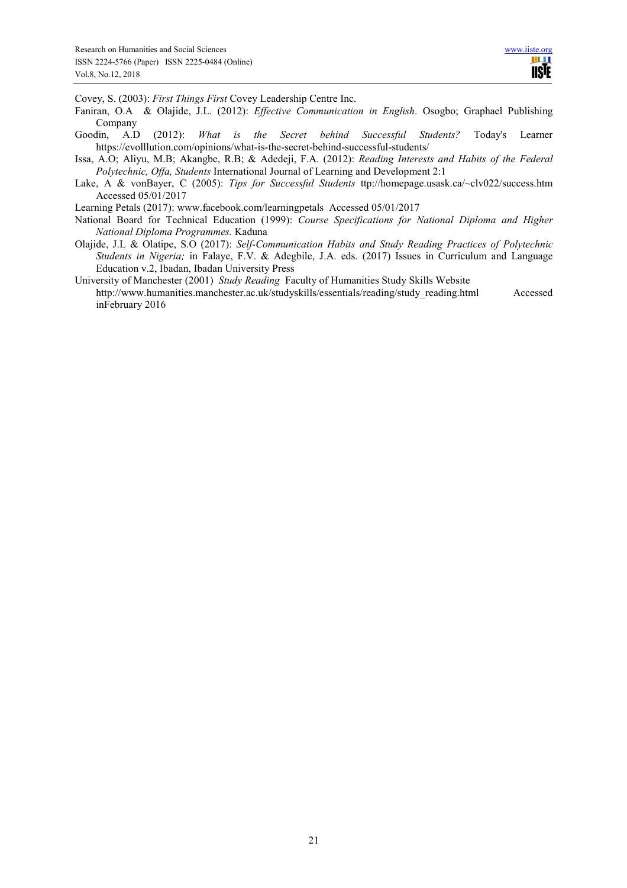Covey, S. (2003): *First Things First* Covey Leadership Centre Inc.

Faniran, O.A & Olajide, J.L. (2012): *Effective Communication in English*. Osogbo; Graphael Publishing Company

Goodin, A.D (2012): *What is the Secret behind Successful Students?* Today's Learner https://evolllution.com/opinions/what-is-the-secret-behind-successful-students/

Issa, A.O; Aliyu, M.B; Akangbe, R.B; & Adedeji, F.A. (2012): *Reading Interests and Habits of the Federal Polytechnic, Offa, Students* International Journal of Learning and Development 2:1

Lake, A & vonBayer, C (2005): *Tips for Successful Students* ttp://homepage.usask.ca/~clv022/success.htm Accessed 05/01/2017

Learning Petals (2017): www.facebook.com/learningpetals Accessed 05/01/2017

National Board for Technical Education (1999): *Course Specifications for National Diploma and Higher National Diploma Programmes.* Kaduna

Olajide, J.L & Olatipe, S.O (2017): *Self-Communication Habits and Study Reading Practices of Polytechnic Students in Nigeria;* in Falaye, F.V. & Adegbile, J.A. eds. (2017) Issues in Curriculum and Language Education v.2, Ibadan, Ibadan University Press

University of Manchester (2001) *Study Reading* Faculty of Humanities Study Skills Website http://www.humanities.manchester.ac.uk/studyskills/essentials/reading/study_reading.html Accessed inFebruary 2016